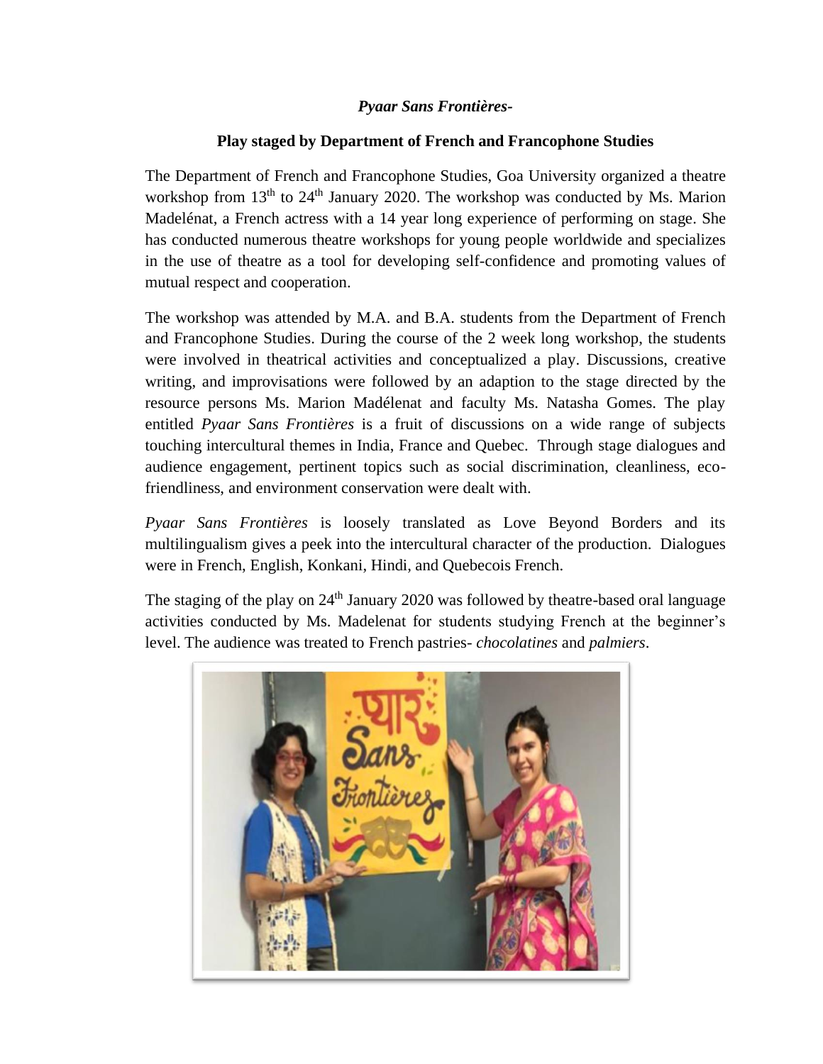***Pyaar Sans Frontières-***

**Play staged by Department of French and Francophone Studies**

The Department of French and Francophone Studies, Goa University organized a theatre workshop from 13th to 24th January 2020. The workshop was conducted by Ms. Marion Madelénat, a French actress with a 14 year long experience of performing on stage. She has conducted numerous theatre workshops for young people worldwide and specializes in the use of theatre as a tool for developing self-confidence and promoting values of mutual respect and cooperation.

The workshop was attended by M.A. and B.A. students from the Department of French and Francophone Studies. During the course of the 2 week long workshop, the students were involved in theatrical activities and conceptualized a play. Discussions, creative writing, and improvisations were followed by an adaption to the stage directed by the resource persons Ms. Marion Madélenat and faculty Ms. Natasha Gomes. The play entitled *Pyaar Sans Frontières* is a fruit of discussions on a wide range of subjects touching intercultural themes in India, France and Quebec. Through stage dialogues and audience engagement, pertinent topics such as social discrimination, cleanliness, eco-friendliness, and environment conservation were dealt with.

*Pyaar Sans Frontières* is loosely translated as Love Beyond Borders and its multilingualism gives a peek into the intercultural character of the production. Dialogues were in French, English, Konkani, Hindi, and Quebecois French.

The staging of the play on 24th January 2020 was followed by theatre-based oral language activities conducted by Ms. Madelenat for students studying French at the beginner's level. The audience was treated to French pastries- *chocolatines* and *palmiers*.